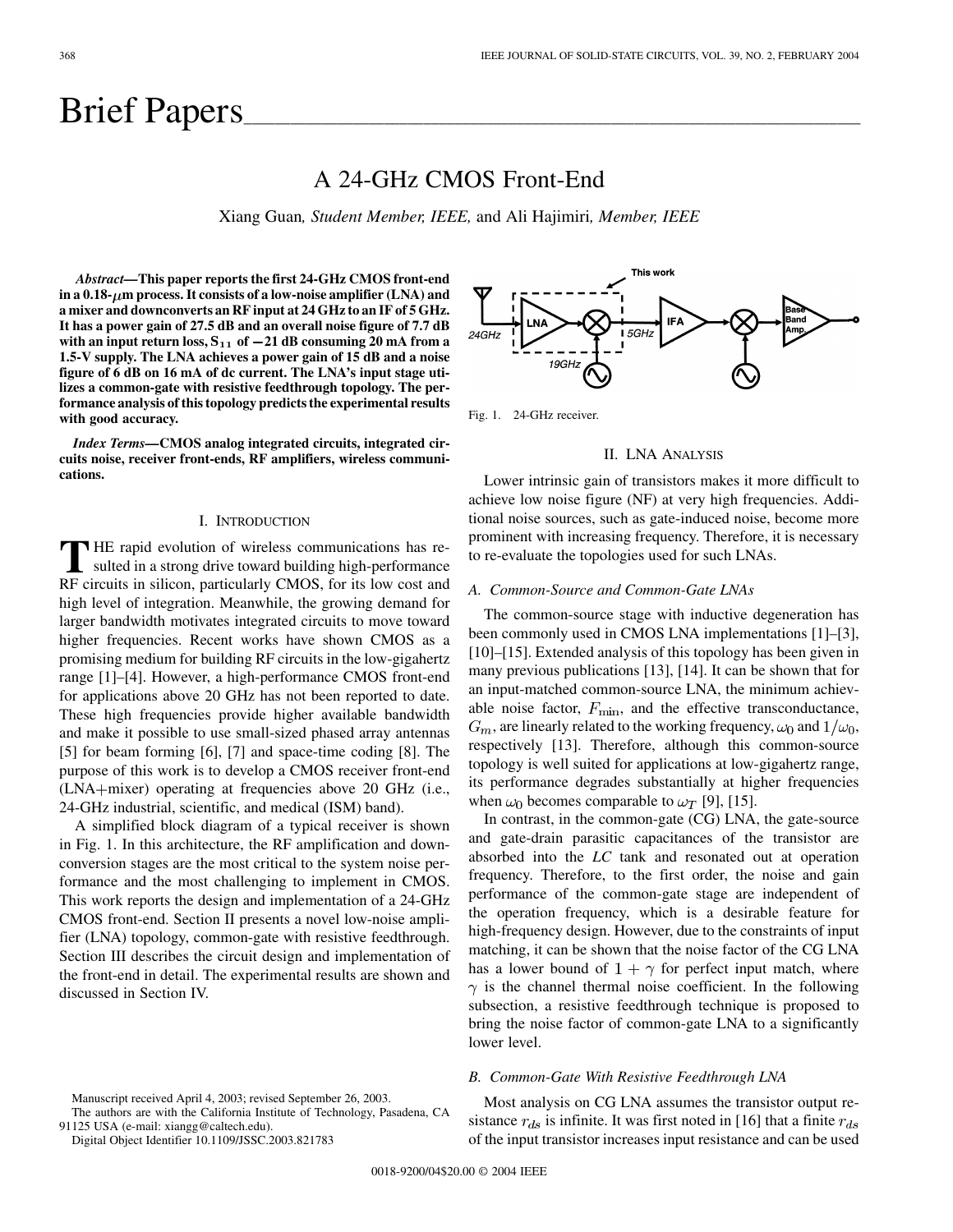# Brief Papers

## A 24-GHz CMOS Front-End

Xiang Guan, *Student Member, IEEE,* and Ali Hajimiri, *Member, IEEE*

***Abstract*—This paper reports the first 24-GHz CMOS front-end in a 0.18-$\mu$m process. It consists of a low-noise amplifier (LNA) and a mixer and downconverts an RF input at 24 GHz to an IF of 5 GHz. It has a power gain of 27.5 dB and an overall noise figure of 7.7 dB with an input return loss, $S_{11}$ of $-21$ dB consuming 20 mA from a 1.5-V supply. The LNA achieves a power gain of 15 dB and a noise figure of 6 dB on 16 mA of dc current. The LNA's input stage utilizes a common-gate with resistive feedthrough topology. The performance analysis of this topology predicts the experimental results with good accuracy.**

***Index Terms*—CMOS analog integrated circuits, integrated circuits noise, receiver front-ends, RF amplifiers, wireless communications.**

### I. Introduction

The rapid evolution of wireless communications has resulted in a strong drive toward building high-performance RF circuits in silicon, particularly CMOS, for its low cost and high level of integration. Meanwhile, the growing demand for larger bandwidth motivates integrated circuits to move toward higher frequencies. Recent works have shown CMOS as a promising medium for building RF circuits in the low-gigahertz range [1]–[4]. However, a high-performance CMOS front-end for applications above 20 GHz has not been reported to date. These high frequencies provide higher available bandwidth and make it possible to use small-sized phased array antennas [5] for beam forming [6], [7] and space-time coding [8]. The purpose of this work is to develop a CMOS receiver front-end (LNA+mixer) operating at frequencies above 20 GHz (i.e., 24-GHz industrial, scientific, and medical (ISM) band).

A simplified block diagram of a typical receiver is shown in Fig. 1. In this architecture, the RF amplification and downconversion stages are the most critical to the system noise performance and the most challenging to implement in CMOS. This work reports the design and implementation of a 24-GHz CMOS front-end. Section II presents a novel low-noise amplifier (LNA) topology, common-gate with resistive feedthrough. Section III describes the circuit design and implementation of the front-end in detail. The experimental results are shown and discussed in Section IV.

Manuscript received April 4, 2003; revised September 26, 2003.

The authors are with the California Institute of Technology, Pasadena, CA 91125 USA (e-mail: xiangg@caltech.edu).

Digital Object Identifier 10.1109/JSSC.2003.821783

Fig. 1. 24-GHz receiver.

### II. LNA Analysis

Lower intrinsic gain of transistors makes it more difficult to achieve low noise figure (NF) at very high frequencies. Additional noise sources, such as gate-induced noise, become more prominent with increasing frequency. Therefore, it is necessary to re-evaluate the topologies used for such LNAs.

#### A. Common-Source and Common-Gate LNAs

The common-source stage with inductive degeneration has been commonly used in CMOS LNA implementations [1]–[3], [10]–[15]. Extended analysis of this topology has been given in many previous publications [13], [14]. It can be shown that for an input-matched common-source LNA, the minimum achievable noise factor, $F_{\min}$, and the effective transconductance, $G_m$, are linearly related to the working frequency, $\omega_0$ and $1/\omega_0$, respectively [13]. Therefore, although this common-source topology is well suited for applications at low-gigahertz range, its performance degrades substantially at higher frequencies when $\omega_0$ becomes comparable to $\omega_T$ [9], [15].

In contrast, in the common-gate (CG) LNA, the gate-source and gate-drain parasitic capacitances of the transistor are absorbed into the *LC* tank and resonated out at operation frequency. Therefore, to the first order, the noise and gain performance of the common-gate stage are independent of the operation frequency, which is a desirable feature for high-frequency design. However, due to the constraints of input matching, it can be shown that the noise factor of the CG LNA has a lower bound of $1+\gamma$ for perfect input match, where $\gamma$ is the channel thermal noise coefficient. In the following subsection, a resistive feedthrough technique is proposed to bring the noise factor of common-gate LNA to a significantly lower level.

#### B. Common-Gate With Resistive Feedthrough LNA

Most analysis on CG LNA assumes the transistor output resistance $r_{ds}$ is infinite. It was first noted in [16] that a finite $r_{ds}$ of the input transistor increases input resistance and can be used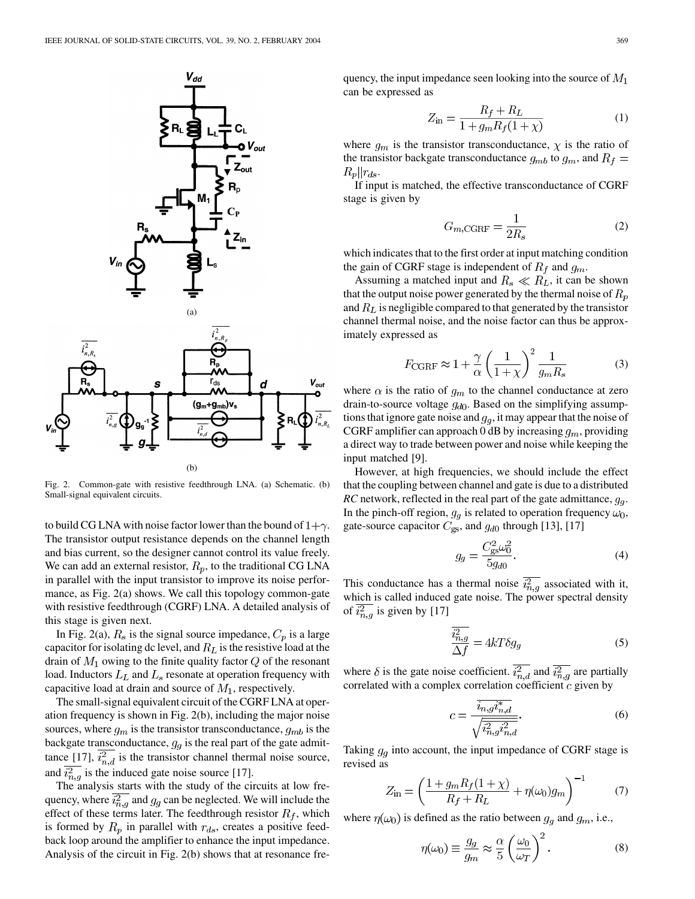Fig. 2. Common-gate with resistive feedthrough LNA. (a) Schematic. (b) Small-signal equivalent circuits.

to build CG LNA with noise factor lower than the bound of $1+\gamma$. The transistor output resistance depends on the channel length and bias current, so the designer cannot control its value freely. We can add an external resistor, $R_p$, to the traditional CG LNA in parallel with the input transistor to improve its noise performance, as Fig. 2(a) shows. We call this topology common-gate with resistive feedthrough (CGRF) LNA. A detailed analysis of this stage is given next.

In Fig. 2(a), $R_s$ is the signal source impedance, $C_p$ is a large capacitor for isolating dc level, and $R_L$ is the resistive load at the drain of $M_1$ owing to the finite quality factor $Q$ of the resonant load. Inductors $L_L$ and $L_s$ resonate at operation frequency with capacitive load at drain and source of $M_1$, respectively.

The small-signal equivalent circuit of the CGRF LNA at operation frequency is shown in Fig. 2(b), including the major noise sources, where $g_m$ is the transistor transconductance, $g_{mb}$ is the backgate transconductance, $g_g$ is the real part of the gate admittance [17], $\overline{i_{n,d}^2}$ is the transistor channel thermal noise source, and $\overline{i_{n,g}^2}$ is the induced gate noise source [17].

The analysis starts with the study of the circuits at low frequency, where $\overline{i_{n,g}^2}$ and $g_g$ can be neglected. We will include the effect of these terms later. The feedthrough resistor $R_f$, which is formed by $R_p$ in parallel with $r_{ds}$, creates a positive feedback loop around the amplifier to enhance the input impedance. Analysis of the circuit in Fig. 2(b) shows that at resonance frequency, the input impedance seen looking into the source of $M_1$ can be expressed as

$$Z_{\text{in}} = \frac{R_f + R_L}{1 + g_m R_f (1+\chi)} \tag{1}$$

where $g_m$ is the transistor transconductance, $\chi$ is the ratio of the transistor backgate transconductance $g_{mb}$ to $g_m$, and $R_f = R_p \| r_{ds}$.

If input is matched, the effective transconductance of CGRF stage is given by

$$G_{m,\text{CGRF}} = \frac{1}{2R_s} \tag{2}$$

which indicates that to the first order at input matching condition the gain of CGRF stage is independent of $R_f$ and $g_m$.

Assuming a matched input and $R_s \ll R_L$, it can be shown that the output noise power generated by the thermal noise of $R_p$ and $R_L$ is negligible compared to that generated by the transistor channel thermal noise, and the noise factor can thus be approximately expressed as

$$F_{\text{CGRF}} \approx 1 + \frac{\gamma}{\alpha}\left(\frac{1}{1+\chi}\right)^2 \frac{1}{g_m R_s} \tag{3}$$

where $\alpha$ is the ratio of $g_m$ to the channel conductance at zero drain-to-source voltage $g_{d0}$. Based on the simplifying assumptions that ignore gate noise and $g_g$, it may appear that the noise of CGRF amplifier can approach 0 dB by increasing $g_m$, providing a direct way to trade between power and noise while keeping the input matched [9].

However, at high frequencies, we should include the effect that the coupling between channel and gate is due to a distributed *RC* network, reflected in the real part of the gate admittance, $g_g$. In the pinch-off region, $g_g$ is related to operation frequency $\omega_0$, gate-source capacitor $C_{gs}$, and $g_{d0}$ through [13], [17]

$$g_g = \frac{C_{gs}^2 \omega_0^2}{5 g_{d0}}. \tag{4}$$

This conductance has a thermal noise $\overline{i_{n,g}^2}$ associated with it, which is called induced gate noise. The power spectral density of $\overline{i_{n,g}^2}$ is given by [17]

$$\frac{\overline{i_{n,g}^2}}{\Delta f} = 4kT\delta g_g \tag{5}$$

where $\delta$ is the gate noise coefficient. $\overline{i_{n,d}^2}$ and $\overline{i_{n,g}^2}$ are partially correlated with a complex correlation coefficient $c$ given by

$$c = \frac{\overline{i_{n,g} i_{n,d}^*}}{\sqrt{\overline{i_{n,g}^2}\,\overline{i_{n,d}^2}}}. \tag{6}$$

Taking $g_g$ into account, the input impedance of CGRF stage is revised as

$$Z_{\text{in}} = \left(\frac{1 + g_m R_f(1+\chi)}{R_f + R_L} + \eta(\omega_0) g_m\right)^{-1} \tag{7}$$

where $\eta(\omega_0)$ is defined as the ratio between $g_g$ and $g_m$, i.e.,

$$\eta(\omega_0) \equiv \frac{g_g}{g_m} \approx \frac{\alpha}{5}\left(\frac{\omega_0}{\omega_T}\right)^2. \tag{8}$$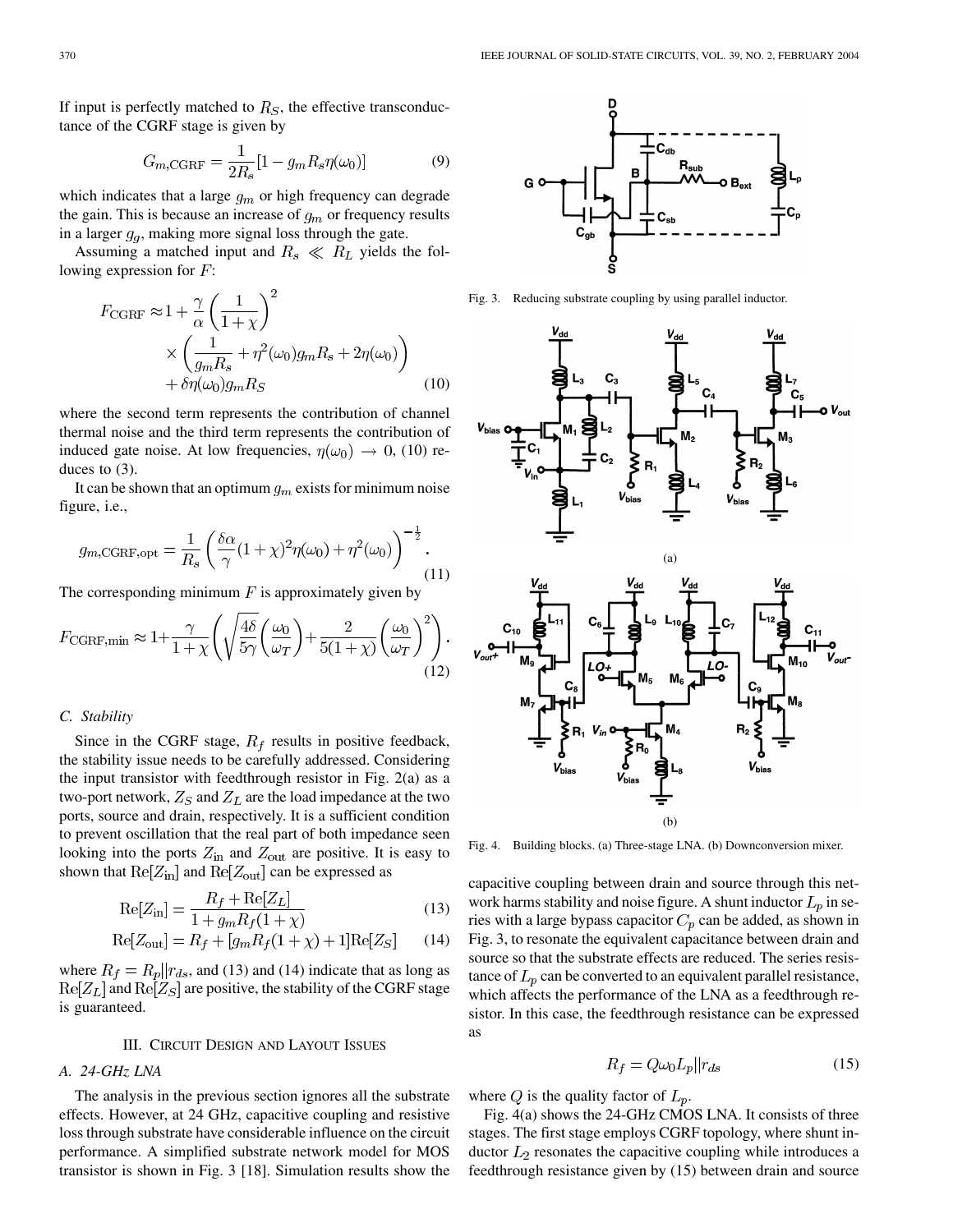If input is perfectly matched to $R_S$, the effective transconductance of the CGRF stage is given by

$$G_{m,\mathrm{CGRF}} = \frac{1}{2R_s}[1 - g_m R_s \eta(\omega_0)] \tag{9}$$

which indicates that a large $g_m$ or high frequency can degrade the gain. This is because an increase of $g_m$ or frequency results in a larger $g_g$, making more signal loss through the gate.

Assuming a matched input and $R_s \ll R_L$ yields the following expression for $F$:

$$F_{\mathrm{CGRF}} \approx 1 + \frac{\gamma}{\alpha}\left(\frac{1}{1+\chi}\right)^2 \times \left(\frac{1}{g_m R_s} + \eta^2(\omega_0) g_m R_s + 2\eta(\omega_0)\right) + \delta\eta(\omega_0) g_m R_S \tag{10}$$

where the second term represents the contribution of channel thermal noise and the third term represents the contribution of induced gate noise. At low frequencies, $\eta(\omega_0) \to 0$, (10) reduces to (3).

It can be shown that an optimum $g_m$ exists for minimum noise figure, i.e.,

$$g_{m,\mathrm{CGRF,opt}} = \frac{1}{R_s}\left(\frac{\delta\alpha}{\gamma}(1+\chi)^2\eta(\omega_0) + \eta^2(\omega_0)\right)^{-\frac{1}{2}}. \tag{11}$$

The corresponding minimum $F$ is approximately given by

$$F_{\mathrm{CGRF,min}} \approx 1 + \frac{\gamma}{1+\chi}\left(\sqrt{\frac{4\delta}{5\gamma}}\left(\frac{\omega_0}{\omega_T}\right) + \frac{2}{5(1+\chi)}\left(\frac{\omega_0}{\omega_T}\right)^2\right). \tag{12}$$

### C. Stability

Since in the CGRF stage, $R_f$ results in positive feedback, the stability issue needs to be carefully addressed. Considering the input transistor with feedthrough resistor in Fig. 2(a) as a two-port network, $Z_S$ and $Z_L$ are the load impedance at the two ports, source and drain, respectively. It is a sufficient condition to prevent oscillation that the real part of both impedance seen looking into the ports $Z_{\mathrm{in}}$ and $Z_{\mathrm{out}}$ are positive. It is easy to shown that $\mathrm{Re}[Z_{\mathrm{in}}]$ and $\mathrm{Re}[Z_{\mathrm{out}}]$ can be expressed as

$$\mathrm{Re}[Z_{\mathrm{in}}] = \frac{R_f + \mathrm{Re}[Z_L]}{1 + g_m R_f(1+\chi)} \tag{13}$$

$$\mathrm{Re}[Z_{\mathrm{out}}] = R_f + [g_m R_f(1+\chi) + 1]\mathrm{Re}[Z_S] \tag{14}$$

where $R_f = R_p \| r_{ds}$, and (13) and (14) indicate that as long as $\mathrm{Re}[Z_L]$ and $\mathrm{Re}[Z_S]$ are positive, the stability of the CGRF stage is guaranteed.

## III. Circuit Design and Layout Issues

### A. 24-GHz LNA

The analysis in the previous section ignores all the substrate effects. However, at 24 GHz, capacitive coupling and resistive loss through substrate have considerable influence on the circuit performance. A simplified substrate network model for MOS transistor is shown in Fig. 3 [18]. Simulation results show the capacitive coupling between drain and source through this network harms stability and noise figure. A shunt inductor $L_p$ in series with a large bypass capacitor $C_p$ can be added, as shown in Fig. 3, to resonate the equivalent capacitance between drain and source so that the substrate effects are reduced. The series resistance of $L_p$ can be converted to an equivalent parallel resistance, which affects the performance of the LNA as a feedthrough resistor. In this case, the feedthrough resistance can be expressed as

$$R_f = Q\omega_0 L_p \| r_{ds} \tag{15}$$

where $Q$ is the quality factor of $L_p$.

Fig. 3. Reducing substrate coupling by using parallel inductor.

Fig. 4. Building blocks. (a) Three-stage LNA. (b) Downconversion mixer.

Fig. 4(a) shows the 24-GHz CMOS LNA. It consists of three stages. The first stage employs CGRF topology, where shunt inductor $L_2$ resonates the capacitive coupling while introduces a feedthrough resistance given by (15) between drain and source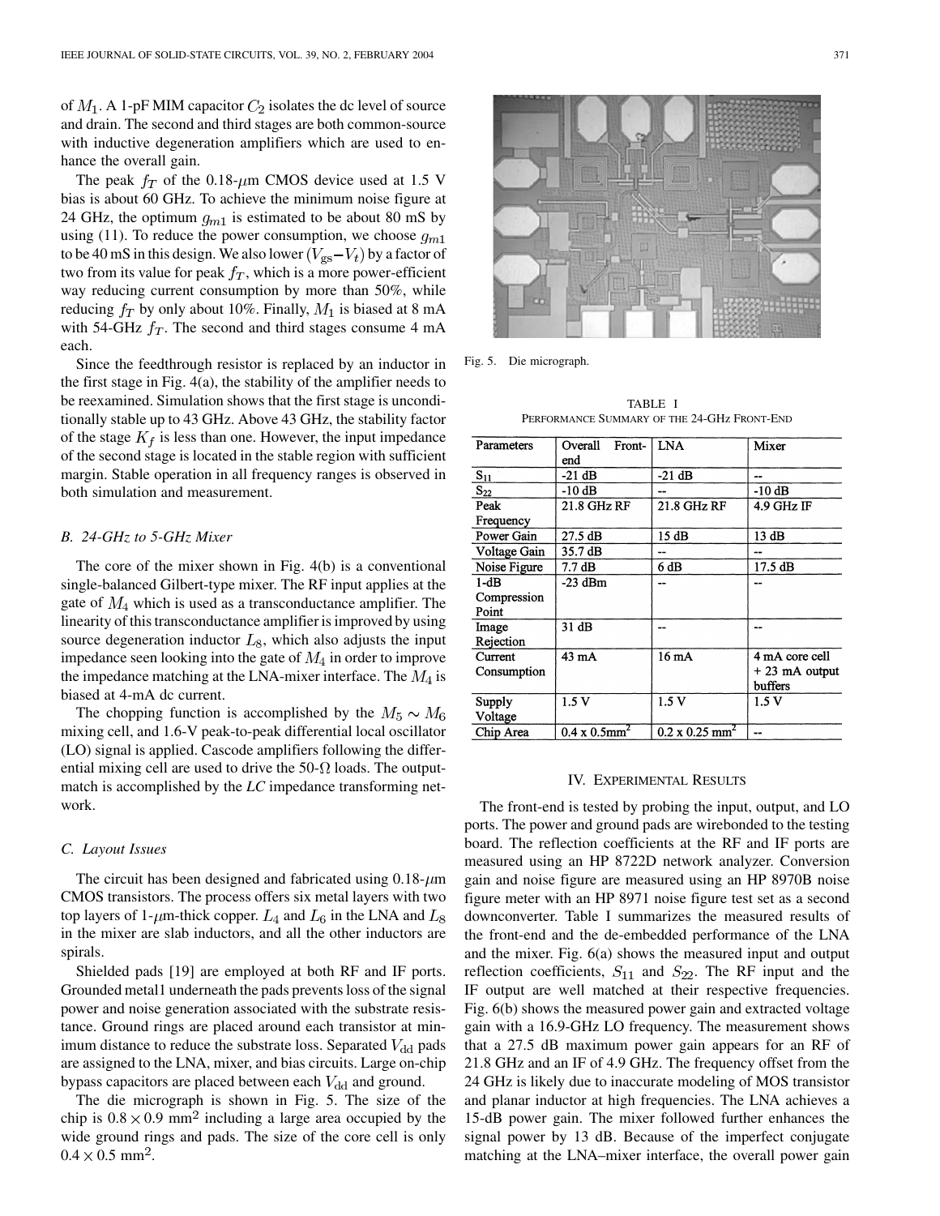of $M_1$. A 1-pF MIM capacitor $C_2$ isolates the dc level of source and drain. The second and third stages are both common-source with inductive degeneration amplifiers which are used to enhance the overall gain.

The peak $f_T$ of the 0.18-$\mu$m CMOS device used at 1.5 V bias is about 60 GHz. To achieve the minimum noise figure at 24 GHz, the optimum $g_{m1}$ is estimated to be about 80 mS by using (11). To reduce the power consumption, we choose $g_{m1}$ to be 40 mS in this design. We also lower $(V_{gs}-V_t)$ by a factor of two from its value for peak $f_T$, which is a more power-efficient way reducing current consumption by more than 50%, while reducing $f_T$ by only about 10%. Finally, $M_1$ is biased at 8 mA with 54-GHz $f_T$. The second and third stages consume 4 mA each.

Since the feedthrough resistor is replaced by an inductor in the first stage in Fig. 4(a), the stability of the amplifier needs to be reexamined. Simulation shows that the first stage is unconditionally stable up to 43 GHz. Above 43 GHz, the stability factor of the stage $K_f$ is less than one. However, the input impedance of the second stage is located in the stable region with sufficient margin. Stable operation in all frequency ranges is observed in both simulation and measurement.

### B. 24-GHz to 5-GHz Mixer

The core of the mixer shown in Fig. 4(b) is a conventional single-balanced Gilbert-type mixer. The RF input applies at the gate of $M_4$ which is used as a transconductance amplifier. The linearity of this transconductance amplifier is improved by using source degeneration inductor $L_8$, which also adjusts the input impedance seen looking into the gate of $M_4$ in order to improve the impedance matching at the LNA-mixer interface. The $M_4$ is biased at 4-mA dc current.

The chopping function is accomplished by the $M_5 \sim M_6$ mixing cell, and 1.6-V peak-to-peak differential local oscillator (LO) signal is applied. Cascode amplifiers following the differential mixing cell are used to drive the 50-$\Omega$ loads. The output-match is accomplished by the *LC* impedance transforming network.

### C. Layout Issues

The circuit has been designed and fabricated using 0.18-$\mu$m CMOS transistors. The process offers six metal layers with two top layers of 1-$\mu$m-thick copper. $L_4$ and $L_6$ in the LNA and $L_8$ in the mixer are slab inductors, and all the other inductors are spirals.

Shielded pads [19] are employed at both RF and IF ports. Grounded metal1 underneath the pads prevents loss of the signal power and noise generation associated with the substrate resistance. Ground rings are placed around each transistor at minimum distance to reduce the substrate loss. Separated $V_{dd}$ pads are assigned to the LNA, mixer, and bias circuits. Large on-chip bypass capacitors are placed between each $V_{dd}$ and ground.

The die micrograph is shown in Fig. 5. The size of the chip is $0.8 \times 0.9$ mm$^2$ including a large area occupied by the wide ground rings and pads. The size of the core cell is only $0.4 \times 0.5$ mm$^2$.

Fig. 5. Die micrograph.

TABLE I
PERFORMANCE SUMMARY OF THE 24-GHz FRONT-END

| Parameters | Overall Front-end | LNA | Mixer |
|---|---|---|---|
| $S_{11}$ | -21 dB | -21 dB | -- |
| $S_{22}$ | -10 dB | -- | -10 dB |
| Peak Frequency | 21.8 GHz RF | 21.8 GHz RF | 4.9 GHz IF |
| Power Gain | 27.5 dB | 15 dB | 13 dB |
| Voltage Gain | 35.7 dB | -- | -- |
| Noise Figure | 7.7 dB | 6 dB | 17.5 dB |
| 1-dB Compression Point | -23 dBm | -- | -- |
| Image Rejection | 31 dB | -- | -- |
| Current Consumption | 43 mA | 16 mA | 4 mA core cell + 23 mA output buffers |
| Supply Voltage | 1.5 V | 1.5 V | 1.5 V |
| Chip Area | 0.4 x 0.5mm$^2$ | 0.2 x 0.25 mm$^2$ | -- |

## IV. Experimental Results

The front-end is tested by probing the input, output, and LO ports. The power and ground pads are wirebonded to the testing board. The reflection coefficients at the RF and IF ports are measured using an HP 8722D network analyzer. Conversion gain and noise figure are measured using an HP 8970B noise figure meter with an HP 8971 noise figure test set as a second downconverter. Table I summarizes the measured results of the front-end and the de-embedded performance of the LNA and the mixer. Fig. 6(a) shows the measured input and output reflection coefficients, $S_{11}$ and $S_{22}$. The RF input and the IF output are well matched at their respective frequencies. Fig. 6(b) shows the measured power gain and extracted voltage gain with a 16.9-GHz LO frequency. The measurement shows that a 27.5 dB maximum power gain appears for an RF of 21.8 GHz and an IF of 4.9 GHz. The frequency offset from the 24 GHz is likely due to inaccurate modeling of MOS transistor and planar inductor at high frequencies. The LNA achieves a 15-dB power gain. The mixer followed further enhances the signal power by 13 dB. Because of the imperfect conjugate matching at the LNA–mixer interface, the overall power gain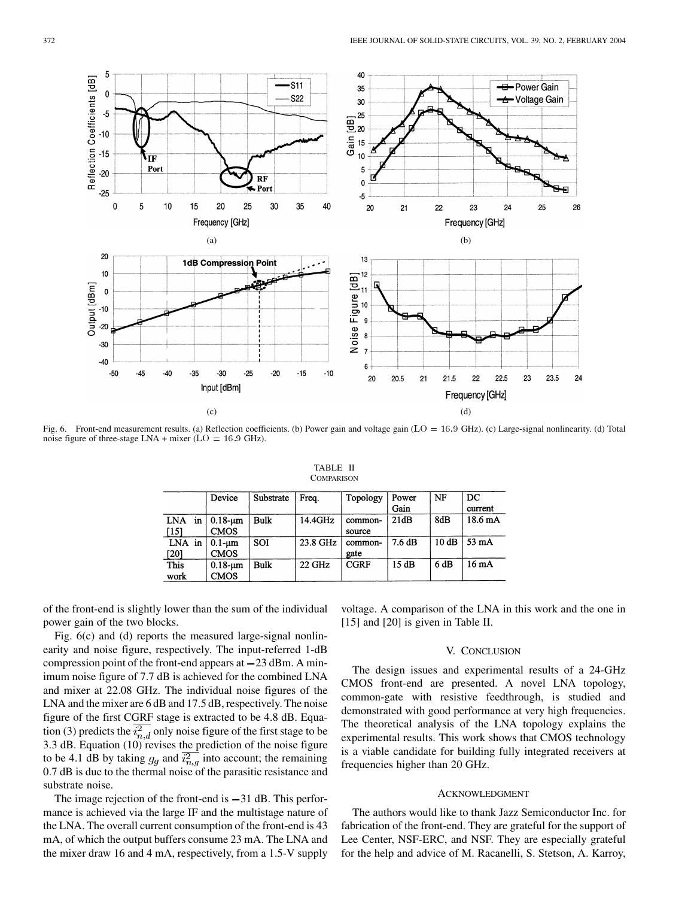Fig. 6. Front-end measurement results. (a) Reflection coefficients. (b) Power gain and voltage gain ($\mathrm{LO} = 16.9$ GHz). (c) Large-signal nonlinearity. (d) Total noise figure of three-stage LNA + mixer ($\mathrm{LO} = 16.9$ GHz).

TABLE II
COMPARISON

| | Device | Substrate | Freq. | Topology | Power Gain | NF | DC current |
|---|---|---|---|---|---|---|---|
| LNA in [15] | 0.18-μm CMOS | Bulk | 14.4GHz | common-source | 21dB | 8dB | 18.6 mA |
| LNA in [20] | 0.1-μm CMOS | SOI | 23.8 GHz | common-gate | 7.6 dB | 10 dB | 53 mA |
| This work | 0.18-μm CMOS | Bulk | 22 GHz | CGRF | 15 dB | 6 dB | 16 mA |

of the front-end is slightly lower than the sum of the individual power gain of the two blocks.

Fig. 6(c) and (d) reports the measured large-signal nonlinearity and noise figure, respectively. The input-referred 1-dB compression point of the front-end appears at −23 dBm. A minimum noise figure of 7.7 dB is achieved for the combined LNA and mixer at 22.08 GHz. The individual noise figures of the LNA and the mixer are 6 dB and 17.5 dB, respectively. The noise figure of the first CGRF stage is extracted to be 4.8 dB. Equation (3) predicts the $\overline{i_{n,d}^2}$ only noise figure of the first stage to be 3.3 dB. Equation (10) revises the prediction of the noise figure to be 4.1 dB by taking $g_g$ and $\overline{i_{n,g}^2}$ into account; the remaining 0.7 dB is due to the thermal noise of the parasitic resistance and substrate noise.

The image rejection of the front-end is −31 dB. This performance is achieved via the large IF and the multistage nature of the LNA. The overall current consumption of the front-end is 43 mA, of which the output buffers consume 23 mA. The LNA and the mixer draw 16 and 4 mA, respectively, from a 1.5-V supply voltage. A comparison of the LNA in this work and the one in [15] and [20] is given in Table II.

## V. CONCLUSION

The design issues and experimental results of a 24-GHz CMOS front-end are presented. A novel LNA topology, common-gate with resistive feedthrough, is studied and demonstrated with good performance at very high frequencies. The theoretical analysis of the LNA topology explains the experimental results. This work shows that CMOS technology is a viable candidate for building fully integrated receivers at frequencies higher than 20 GHz.

## ACKNOWLEDGMENT

The authors would like to thank Jazz Semiconductor Inc. for fabrication of the front-end. They are grateful for the support of Lee Center, NSF-ERC, and NSF. They are especially grateful for the help and advice of M. Racanelli, S. Stetson, A. Karroy,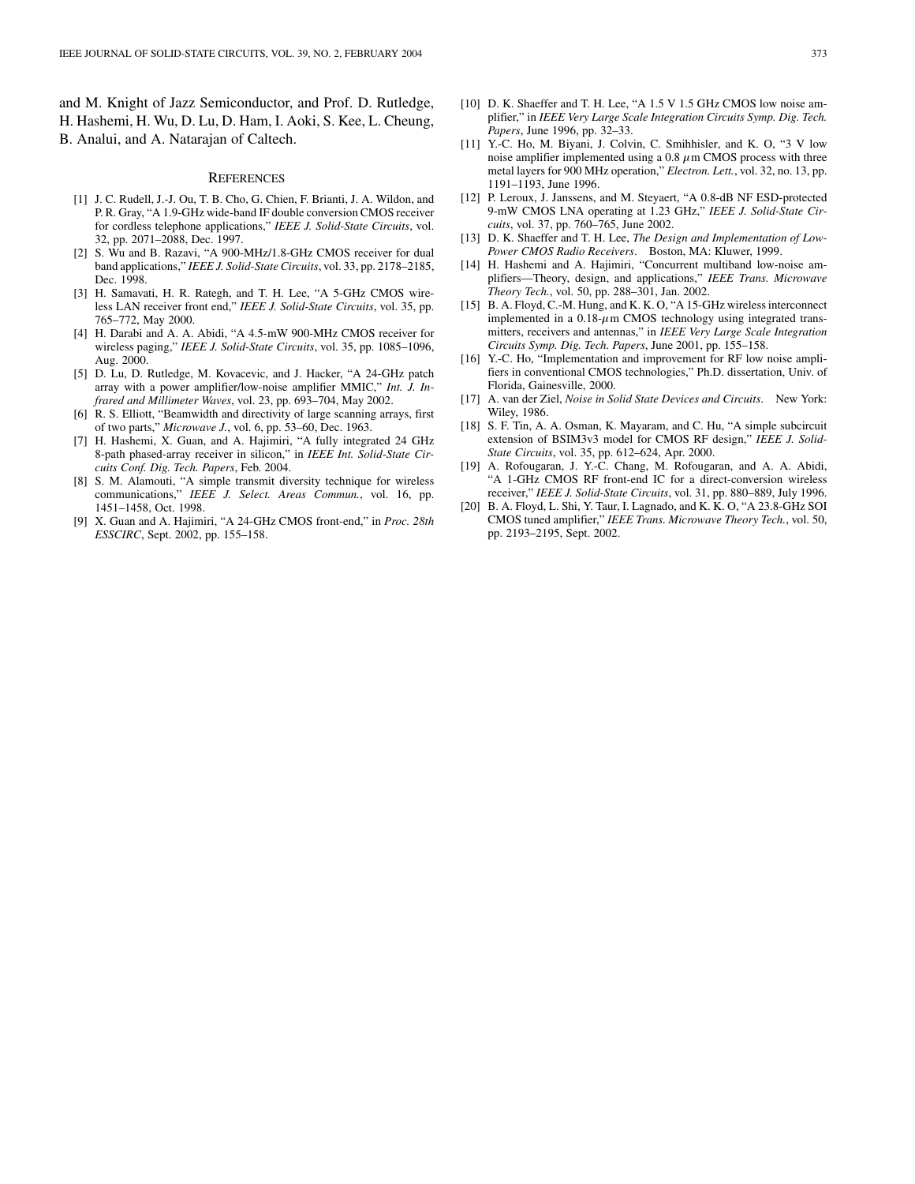and M. Knight of Jazz Semiconductor, and Prof. D. Rutledge, H. Hashemi, H. Wu, D. Lu, D. Ham, I. Aoki, S. Kee, L. Cheung, B. Analui, and A. Natarajan of Caltech.

## References

[1] J. C. Rudell, J.-J. Ou, T. B. Cho, G. Chien, F. Brianti, J. A. Wildon, and P. R. Gray, "A 1.9-GHz wide-band IF double conversion CMOS receiver for cordless telephone applications," *IEEE J. Solid-State Circuits*, vol. 32, pp. 2071–2088, Dec. 1997.

[2] S. Wu and B. Razavi, "A 900-MHz/1.8-GHz CMOS receiver for dual band applications," *IEEE J. Solid-State Circuits*, vol. 33, pp. 2178–2185, Dec. 1998.

[3] H. Samavati, H. R. Rategh, and T. H. Lee, "A 5-GHz CMOS wireless LAN receiver front end," *IEEE J. Solid-State Circuits*, vol. 35, pp. 765–772, May 2000.

[4] H. Darabi and A. A. Abidi, "A 4.5-mW 900-MHz CMOS receiver for wireless paging," *IEEE J. Solid-State Circuits*, vol. 35, pp. 1085–1096, Aug. 2000.

[5] D. Lu, D. Rutledge, M. Kovacevic, and J. Hacker, "A 24-GHz patch array with a power amplifier/low-noise amplifier MMIC," *Int. J. Infrared and Millimeter Waves*, vol. 23, pp. 693–704, May 2002.

[6] R. S. Elliott, "Beamwidth and directivity of large scanning arrays, first of two parts," *Microwave J.*, vol. 6, pp. 53–60, Dec. 1963.

[7] H. Hashemi, X. Guan, and A. Hajimiri, "A fully integrated 24 GHz 8-path phased-array receiver in silicon," in *IEEE Int. Solid-State Circuits Conf. Dig. Tech. Papers*, Feb. 2004.

[8] S. M. Alamouti, "A simple transmit diversity technique for wireless communications," *IEEE J. Select. Areas Commun.*, vol. 16, pp. 1451–1458, Oct. 1998.

[9] X. Guan and A. Hajimiri, "A 24-GHz CMOS front-end," in *Proc. 28th ESSCIRC*, Sept. 2002, pp. 155–158.

[10] D. K. Shaeffer and T. H. Lee, "A 1.5 V 1.5 GHz CMOS low noise amplifier," in *IEEE Very Large Scale Integration Circuits Symp. Dig. Tech. Papers*, June 1996, pp. 32–33.

[11] Y.-C. Ho, M. Biyani, J. Colvin, C. Smihhisler, and K. O, "3 V low noise amplifier implemented using a 0.8 $\mu$m CMOS process with three metal layers for 900 MHz operation," *Electron. Lett.*, vol. 32, no. 13, pp. 1191–1193, June 1996.

[12] P. Leroux, J. Janssens, and M. Steyaert, "A 0.8-dB NF ESD-protected 9-mW CMOS LNA operating at 1.23 GHz," *IEEE J. Solid-State Circuits*, vol. 37, pp. 760–765, June 2002.

[13] D. K. Shaeffer and T. H. Lee, *The Design and Implementation of Low-Power CMOS Radio Receivers*. Boston, MA: Kluwer, 1999.

[14] H. Hashemi and A. Hajimiri, "Concurrent multiband low-noise amplifiers—Theory, design, and applications," *IEEE Trans. Microwave Theory Tech.*, vol. 50, pp. 288–301, Jan. 2002.

[15] B. A. Floyd, C.-M. Hung, and K. K. O, "A 15-GHz wireless interconnect implemented in a 0.18-$\mu$m CMOS technology using integrated transmitters, receivers and antennas," in *IEEE Very Large Scale Integration Circuits Symp. Dig. Tech. Papers*, June 2001, pp. 155–158.

[16] Y.-C. Ho, "Implementation and improvement for RF low noise amplifiers in conventional CMOS technologies," Ph.D. dissertation, Univ. of Florida, Gainesville, 2000.

[17] A. van der Ziel, *Noise in Solid State Devices and Circuits*. New York: Wiley, 1986.

[18] S. F. Tin, A. A. Osman, K. Mayaram, and C. Hu, "A simple subcircuit extension of BSIM3v3 model for CMOS RF design," *IEEE J. Solid-State Circuits*, vol. 35, pp. 612–624, Apr. 2000.

[19] A. Rofougaran, J. Y.-C. Chang, M. Rofougaran, and A. A. Abidi, "A 1-GHz CMOS RF front-end IC for a direct-conversion wireless receiver," *IEEE J. Solid-State Circuits*, vol. 31, pp. 880–889, July 1996.

[20] B. A. Floyd, L. Shi, Y. Taur, I. Lagnado, and K. K. O, "A 23.8-GHz SOI CMOS tuned amplifier," *IEEE Trans. Microwave Theory Tech.*, vol. 50, pp. 2193–2195, Sept. 2002.